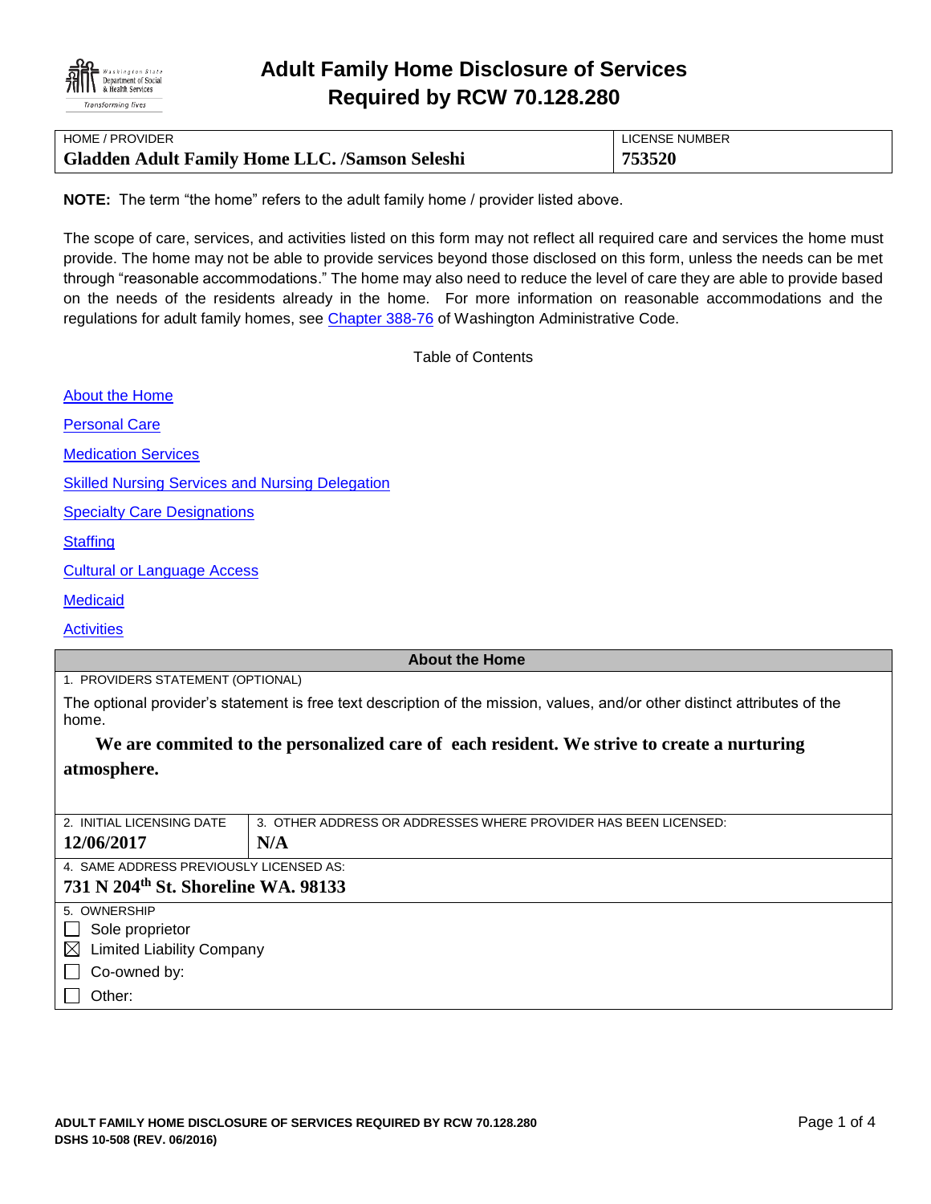# Adult Family Home Disclosure of Services Required by RCW 70.128.280

| HOME / PROVIDER | LICENSE NUMBER |
|---|---|
| **Gladden Adult Family Home LLC. /Samson Seleshi** | **753520** |

**NOTE:** The term "the home" refers to the adult family home / provider listed above.

The scope of care, services, and activities listed on this form may not reflect all required care and services the home must provide. The home may not be able to provide services beyond those disclosed on this form, unless the needs can be met through "reasonable accommodations." The home may also need to reduce the level of care they are able to provide based on the needs of the residents already in the home. For more information on reasonable accommodations and the regulations for adult family homes, see Chapter 388-76 of Washington Administrative Code.

Table of Contents

About the Home

Personal Care

Medication Services

Skilled Nursing Services and Nursing Delegation

Specialty Care Designations

Staffing

Cultural or Language Access

Medicaid

Activities

## About the Home

1. PROVIDERS STATEMENT (OPTIONAL)

The optional provider's statement is free text description of the mission, values, and/or other distinct attributes of the home.

**We are commited to the personalized care of each resident. We strive to create a nurturing atmosphere.**

| 2. INITIAL LICENSING DATE | 3. OTHER ADDRESS OR ADDRESSES WHERE PROVIDER HAS BEEN LICENSED: |
|---|---|
| **12/06/2017** | **N/A** |

4. SAME ADDRESS PREVIOUSLY LICENSED AS:

**731 N 204th St. Shoreline WA. 98133**

5. OWNERSHIP

- ☐ Sole proprietor
- ☒ Limited Liability Company
- ☐ Co-owned by:
- ☐ Other: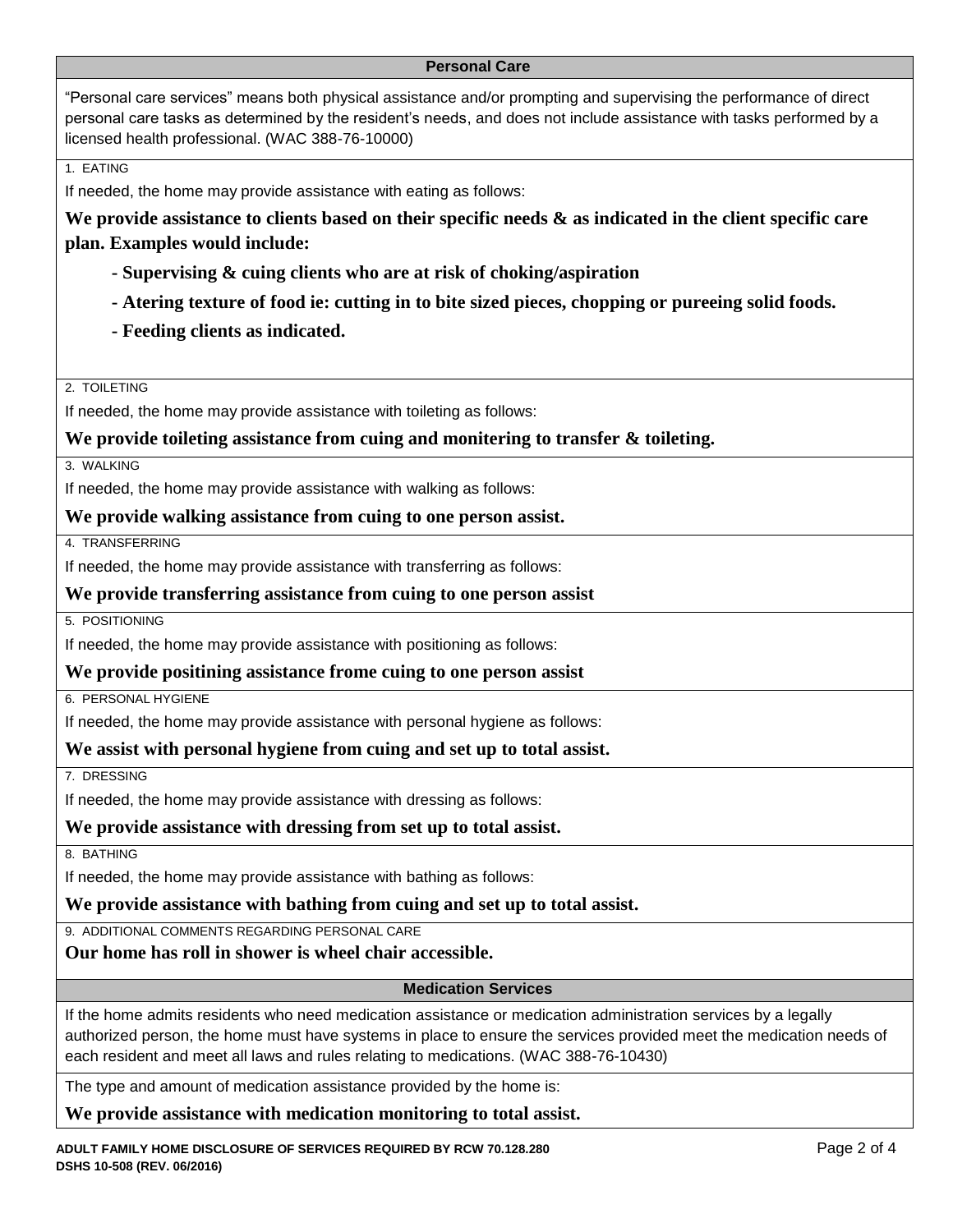## Personal Care

"Personal care services" means both physical assistance and/or prompting and supervising the performance of direct personal care tasks as determined by the resident's needs, and does not include assistance with tasks performed by a licensed health professional. (WAC 388-76-10000)

1. EATING

If needed, the home may provide assistance with eating as follows:

**We provide assistance to clients based on their specific needs & as indicated in the client specific care plan. Examples would include:**

- **Supervising & cuing clients who are at risk of choking/aspiration**
- **Atering texture of food ie: cutting in to bite sized pieces, chopping or pureeing solid foods.**
- **Feeding clients as indicated.**

2. TOILETING

If needed, the home may provide assistance with toileting as follows:

**We provide toileting assistance from cuing and monitering to transfer & toileting.**

3. WALKING

If needed, the home may provide assistance with walking as follows:

**We provide walking assistance from cuing to one person assist.**

4. TRANSFERRING

If needed, the home may provide assistance with transferring as follows:

**We provide transferring assistance from cuing to one person assist**

5. POSITIONING

If needed, the home may provide assistance with positioning as follows:

**We provide positining assistance frome cuing to one person assist**

6. PERSONAL HYGIENE

If needed, the home may provide assistance with personal hygiene as follows:

**We assist with personal hygiene from cuing and set up to total assist.**

7. DRESSING

If needed, the home may provide assistance with dressing as follows:

**We provide assistance with dressing from set up to total assist.**

8. BATHING

If needed, the home may provide assistance with bathing as follows:

**We provide assistance with bathing from cuing and set up to total assist.**

9. ADDITIONAL COMMENTS REGARDING PERSONAL CARE

**Our home has roll in shower is wheel chair accessible.**

## Medication Services

If the home admits residents who need medication assistance or medication administration services by a legally authorized person, the home must have systems in place to ensure the services provided meet the medication needs of each resident and meet all laws and rules relating to medications. (WAC 388-76-10430)

The type and amount of medication assistance provided by the home is:

**We provide assistance with medication monitoring to total assist.**

ADULT FAMILY HOME DISCLOSURE OF SERVICES REQUIRED BY RCW 70.128.280
DSHS 10-508 (REV. 06/2016)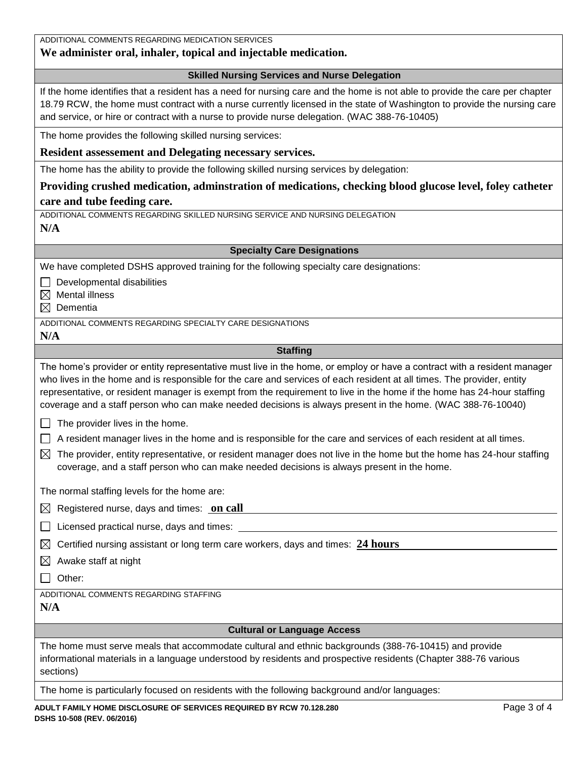ADDITIONAL COMMENTS REGARDING MEDICATION SERVICES

**We administer oral, inhaler, topical and injectable medication.**

## Skilled Nursing Services and Nurse Delegation

If the home identifies that a resident has a need for nursing care and the home is not able to provide the care per chapter 18.79 RCW, the home must contract with a nurse currently licensed in the state of Washington to provide the nursing care and service, or hire or contract with a nurse to provide nurse delegation. (WAC 388-76-10405)

The home provides the following skilled nursing services:

**Resident assessement and Delegating necessary services.**

The home has the ability to provide the following skilled nursing services by delegation:

**Providing crushed medication, adminstration of medications, checking blood glucose level, foley catheter care and tube feeding care.**

ADDITIONAL COMMENTS REGARDING SKILLED NURSING SERVICE AND NURSING DELEGATION

**N/A**

## Specialty Care Designations

We have completed DSHS approved training for the following specialty care designations:

- ☐ Developmental disabilities
- ☒ Mental illness
- ☒ Dementia

ADDITIONAL COMMENTS REGARDING SPECIALTY CARE DESIGNATIONS

**N/A**

## Staffing

The home's provider or entity representative must live in the home, or employ or have a contract with a resident manager who lives in the home and is responsible for the care and services of each resident at all times. The provider, entity representative, or resident manager is exempt from the requirement to live in the home if the home has 24-hour staffing coverage and a staff person who can make needed decisions is always present in the home. (WAC 388-76-10040)

- ☐ The provider lives in the home.
- ☐ A resident manager lives in the home and is responsible for the care and services of each resident at all times.
- ☒ The provider, entity representative, or resident manager does not live in the home but the home has 24-hour staffing coverage, and a staff person who can make needed decisions is always present in the home.

The normal staffing levels for the home are:

- ☒ Registered nurse, days and times: **on call**
- ☐ Licensed practical nurse, days and times:
- ☒ Certified nursing assistant or long term care workers, days and times: **24 hours**
- ☒ Awake staff at night
- ☐ Other:

ADDITIONAL COMMENTS REGARDING STAFFING

**N/A**

## Cultural or Language Access

The home must serve meals that accommodate cultural and ethnic backgrounds (388-76-10415) and provide informational materials in a language understood by residents and prospective residents (Chapter 388-76 various sections)

The home is particularly focused on residents with the following background and/or languages: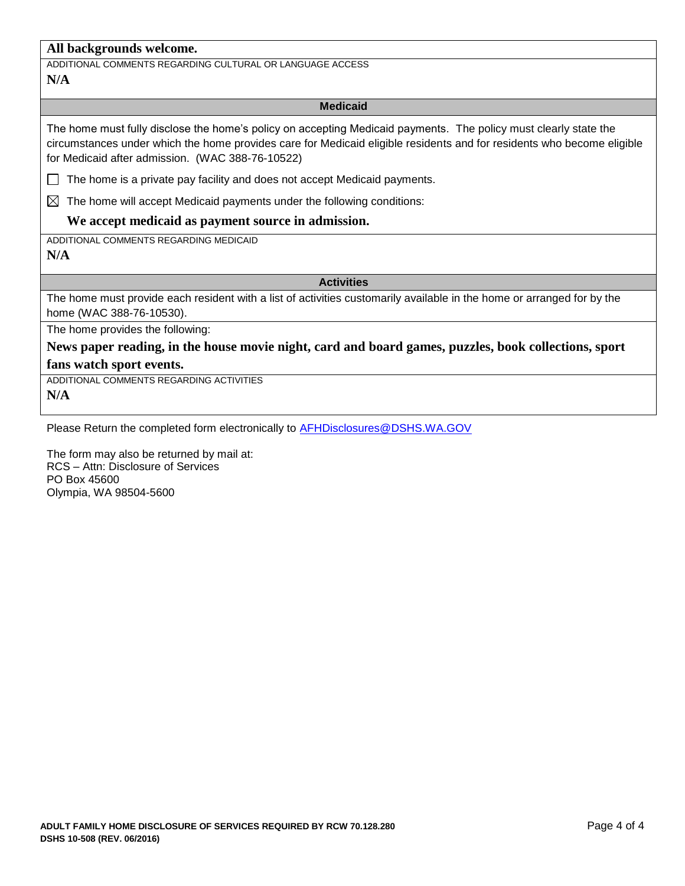**All backgrounds welcome.**

ADDITIONAL COMMENTS REGARDING CULTURAL OR LANGUAGE ACCESS

**N/A**

## Medicaid

The home must fully disclose the home's policy on accepting Medicaid payments. The policy must clearly state the circumstances under which the home provides care for Medicaid eligible residents and for residents who become eligible for Medicaid after admission. (WAC 388-76-10522)

☐ The home is a private pay facility and does not accept Medicaid payments.

☒ The home will accept Medicaid payments under the following conditions:

**We accept medicaid as payment source in admission.**

ADDITIONAL COMMENTS REGARDING MEDICAID

**N/A**

## Activities

The home must provide each resident with a list of activities customarily available in the home or arranged for by the home (WAC 388-76-10530).

The home provides the following:

**News paper reading, in the house movie night, card and board games, puzzles, book collections, sport fans watch sport events.**

ADDITIONAL COMMENTS REGARDING ACTIVITIES

**N/A**

Please Return the completed form electronically to AFHDisclosures@DSHS.WA.GOV

The form may also be returned by mail at:
RCS – Attn: Disclosure of Services
PO Box 45600
Olympia, WA 98504-5600

**ADULT FAMILY HOME DISCLOSURE OF SERVICES REQUIRED BY RCW 70.128.280**
**DSHS 10-508 (REV. 06/2016)**